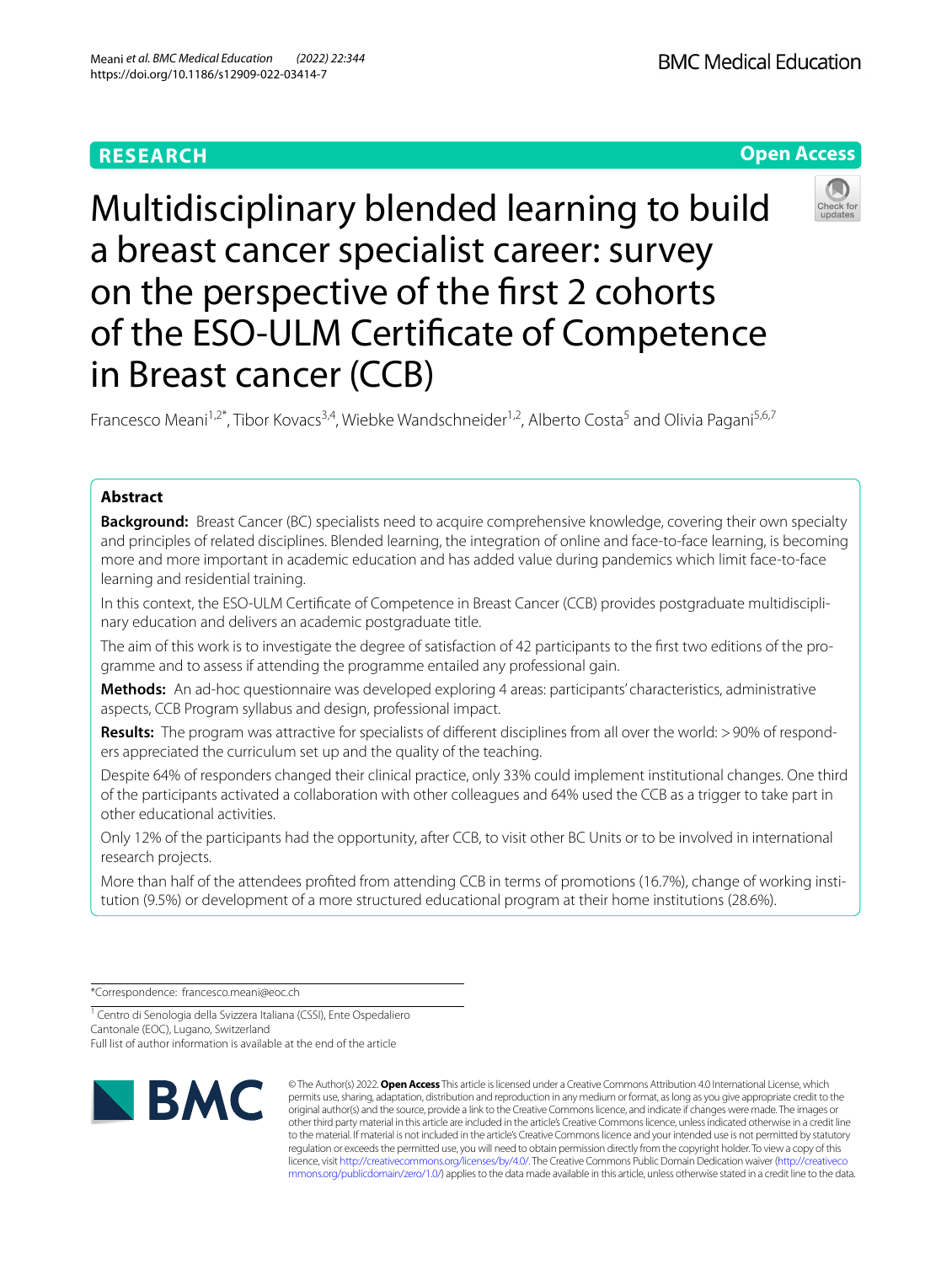RESEARCH

Open Access

# Multidisciplinary blended learning to build a breast cancer specialist career: survey on the perspective of the first 2 cohorts of the ESO-ULM Certificate of Competence in Breast cancer (CCB)

Francesco Meani[1,2*], Tibor Kovacs[3,4], Wiebke Wandschneider[1,2], Alberto Costa[5] and Olivia Pagani[5,6,7]

## Abstract

**Background:** Breast Cancer (BC) specialists need to acquire comprehensive knowledge, covering their own specialty and principles of related disciplines. Blended learning, the integration of online and face-to-face learning, is becoming more and more important in academic education and has added value during pandemics which limit face-to-face learning and residential training.

In this context, the ESO-ULM Certificate of Competence in Breast Cancer (CCB) provides postgraduate multidisciplinary education and delivers an academic postgraduate title.

The aim of this work is to investigate the degree of satisfaction of 42 participants to the first two editions of the programme and to assess if attending the programme entailed any professional gain.

**Methods:** An ad-hoc questionnaire was developed exploring 4 areas: participants' characteristics, administrative aspects, CCB Program syllabus and design, professional impact.

**Results:** The program was attractive for specialists of different disciplines from all over the world: >90% of responders appreciated the curriculum set up and the quality of the teaching.

Despite 64% of responders changed their clinical practice, only 33% could implement institutional changes. One third of the participants activated a collaboration with other colleagues and 64% used the CCB as a trigger to take part in other educational activities.

Only 12% of the participants had the opportunity, after CCB, to visit other BC Units or to be involved in international research projects.

More than half of the attendees profited from attending CCB in terms of promotions (16.7%), change of working institution (9.5%) or development of a more structured educational program at their home institutions (28.6%).

*Correspondence: francesco.meani@eoc.ch

[1] Centro di Senologia della Svizzera Italiana (CSSI), Ente Ospedaliero Cantonale (EOC), Lugano, Switzerland

Full list of author information is available at the end of the article

© The Author(s) 2022. **Open Access** This article is licensed under a Creative Commons Attribution 4.0 International License, which permits use, sharing, adaptation, distribution and reproduction in any medium or format, as long as you give appropriate credit to the original author(s) and the source, provide a link to the Creative Commons licence, and indicate if changes were made. The images or other third party material in this article are included in the article's Creative Commons licence, unless indicated otherwise in a credit line to the material. If material is not included in the article's Creative Commons licence and your intended use is not permitted by statutory regulation or exceeds the permitted use, you will need to obtain permission directly from the copyright holder. To view a copy of this licence, visit http://creativecommons.org/licenses/by/4.0/. The Creative Commons Public Domain Dedication waiver (http://creativecommons.org/publicdomain/zero/1.0/) applies to the data made available in this article, unless otherwise stated in a credit line to the data.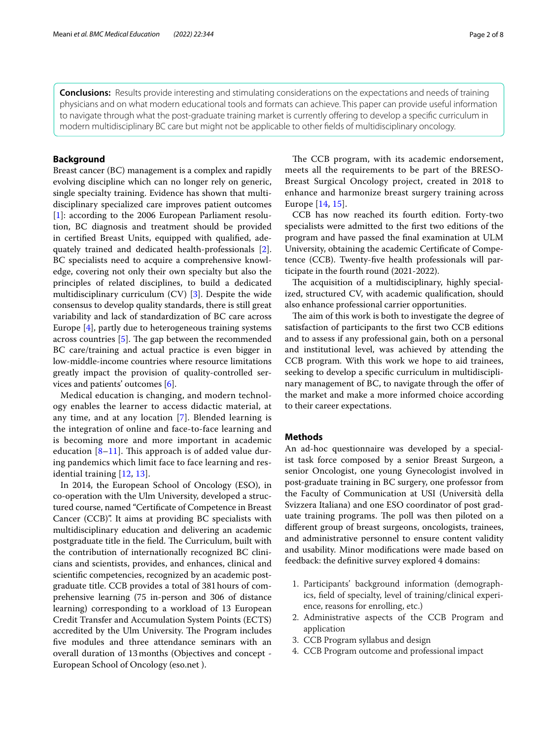**Conclusions:** Results provide interesting and stimulating considerations on the expectations and needs of training physicians and on what modern educational tools and formats can achieve. This paper can provide useful information to navigate through what the post-graduate training market is currently offering to develop a specific curriculum in modern multidisciplinary BC care but might not be applicable to other fields of multidisciplinary oncology.

## Background

Breast cancer (BC) management is a complex and rapidly evolving discipline which can no longer rely on generic, single specialty training. Evidence has shown that multidisciplinary specialized care improves patient outcomes [1]: according to the 2006 European Parliament resolution, BC diagnosis and treatment should be provided in certified Breast Units, equipped with qualified, adequately trained and dedicated health-professionals [2]. BC specialists need to acquire a comprehensive knowledge, covering not only their own specialty but also the principles of related disciplines, to build a dedicated multidisciplinary curriculum (CV) [3]. Despite the wide consensus to develop quality standards, there is still great variability and lack of standardization of BC care across Europe [4], partly due to heterogeneous training systems across countries [5]. The gap between the recommended BC care/training and actual practice is even bigger in low-middle-income countries where resource limitations greatly impact the provision of quality-controlled services and patients' outcomes [6].

Medical education is changing, and modern technology enables the learner to access didactic material, at any time, and at any location [7]. Blended learning is the integration of online and face-to-face learning and is becoming more and more important in academic education [8–11]. This approach is of added value during pandemics which limit face to face learning and residential training [12, 13].

In 2014, the European School of Oncology (ESO), in co-operation with the Ulm University, developed a structured course, named "Certificate of Competence in Breast Cancer (CCB)". It aims at providing BC specialists with multidisciplinary education and delivering an academic postgraduate title in the field. The Curriculum, built with the contribution of internationally recognized BC clinicians and scientists, provides, and enhances, clinical and scientific competencies, recognized by an academic postgraduate title. CCB provides a total of 381 hours of comprehensive learning (75 in-person and 306 of distance learning) corresponding to a workload of 13 European Credit Transfer and Accumulation System Points (ECTS) accredited by the Ulm University. The Program includes five modules and three attendance seminars with an overall duration of 13 months (Objectives and concept - European School of Oncology (eso.net ).

The CCB program, with its academic endorsement, meets all the requirements to be part of the BRESO-Breast Surgical Oncology project, created in 2018 to enhance and harmonize breast surgery training across Europe [14, 15].

CCB has now reached its fourth edition. Forty-two specialists were admitted to the first two editions of the program and have passed the final examination at ULM University, obtaining the academic Certificate of Competence (CCB). Twenty-five health professionals will participate in the fourth round (2021-2022).

The acquisition of a multidisciplinary, highly specialized, structured CV, with academic qualification, should also enhance professional carrier opportunities.

The aim of this work is both to investigate the degree of satisfaction of participants to the first two CCB editions and to assess if any professional gain, both on a personal and institutional level, was achieved by attending the CCB program. With this work we hope to aid trainees, seeking to develop a specific curriculum in multidisciplinary management of BC, to navigate through the offer of the market and make a more informed choice according to their career expectations.

## Methods

An ad-hoc questionnaire was developed by a specialist task force composed by a senior Breast Surgeon, a senior Oncologist, one young Gynecologist involved in post-graduate training in BC surgery, one professor from the Faculty of Communication at USI (Università della Svizzera Italiana) and one ESO coordinator of post graduate training programs. The poll was then piloted on a different group of breast surgeons, oncologists, trainees, and administrative personnel to ensure content validity and usability. Minor modifications were made based on feedback: the definitive survey explored 4 domains:

1. Participants' background information (demographics, field of specialty, level of training/clinical experience, reasons for enrolling, etc.)
2. Administrative aspects of the CCB Program and application
3. CCB Program syllabus and design
4. CCB Program outcome and professional impact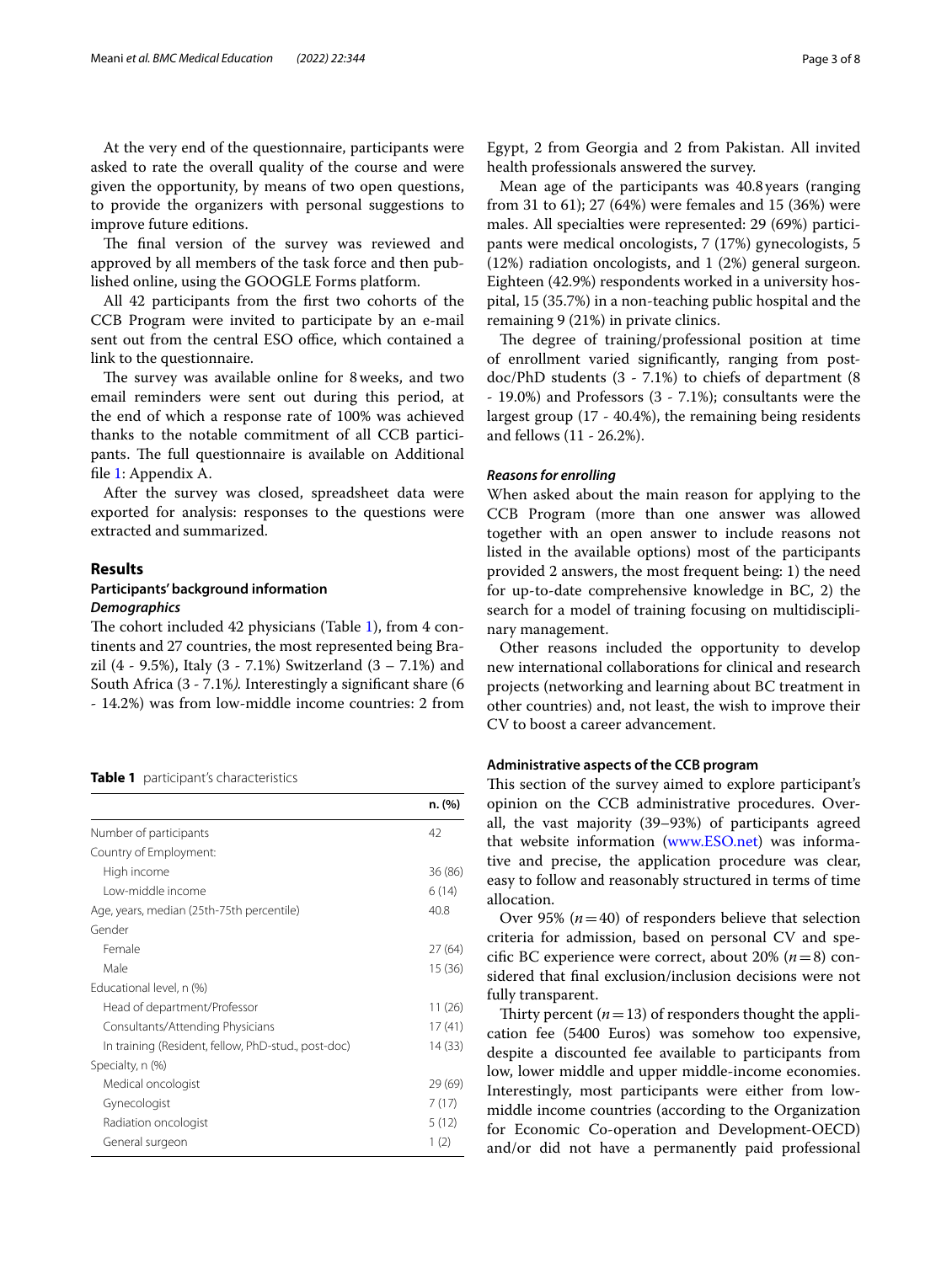At the very end of the questionnaire, participants were asked to rate the overall quality of the course and were given the opportunity, by means of two open questions, to provide the organizers with personal suggestions to improve future editions.

The final version of the survey was reviewed and approved by all members of the task force and then published online, using the GOOGLE Forms platform.

All 42 participants from the first two cohorts of the CCB Program were invited to participate by an e-mail sent out from the central ESO office, which contained a link to the questionnaire.

The survey was available online for 8 weeks, and two email reminders were sent out during this period, at the end of which a response rate of 100% was achieved thanks to the notable commitment of all CCB participants. The full questionnaire is available on Additional file 1: Appendix A.

After the survey was closed, spreadsheet data were exported for analysis: responses to the questions were extracted and summarized.

## Results

### Participants' background information

#### *Demographics*

The cohort included 42 physicians (Table 1), from 4 continents and 27 countries, the most represented being Brazil (4 - 9.5%), Italy (3 - 7.1%) Switzerland (3 – 7.1%) and South Africa (3 - 7.1%). Interestingly a significant share (6 - 14.2%) was from low-middle income countries: 2 from Egypt, 2 from Georgia and 2 from Pakistan. All invited health professionals answered the survey.

**Table 1** participant's characteristics

| | n. (%) |
|---|---|
| Number of participants | 42 |
| Country of Employment: | |
| High income | 36 (86) |
| Low-middle income | 6 (14) |
| Age, years, median (25th-75th percentile) | 40.8 |
| Gender | |
| Female | 27 (64) |
| Male | 15 (36) |
| Educational level, n (%) | |
| Head of department/Professor | 11 (26) |
| Consultants/Attending Physicians | 17 (41) |
| In training (Resident, fellow, PhD-stud., post-doc) | 14 (33) |
| Specialty, n (%) | |
| Medical oncologist | 29 (69) |
| Gynecologist | 7 (17) |
| Radiation oncologist | 5 (12) |
| General surgeon | 1 (2) |

Mean age of the participants was 40.8 years (ranging from 31 to 61); 27 (64%) were females and 15 (36%) were males. All specialties were represented: 29 (69%) participants were medical oncologists, 7 (17%) gynecologists, 5 (12%) radiation oncologists, and 1 (2%) general surgeon. Eighteen (42.9%) respondents worked in a university hospital, 15 (35.7%) in a non-teaching public hospital and the remaining 9 (21%) in private clinics.

The degree of training/professional position at time of enrollment varied significantly, ranging from post-doc/PhD students (3 - 7.1%) to chiefs of department (8 - 19.0%) and Professors (3 - 7.1%); consultants were the largest group (17 - 40.4%), the remaining being residents and fellows (11 - 26.2%).

#### *Reasons for enrolling*

When asked about the main reason for applying to the CCB Program (more than one answer was allowed together with an open answer to include reasons not listed in the available options) most of the participants provided 2 answers, the most frequent being: 1) the need for up-to-date comprehensive knowledge in BC, 2) the search for a model of training focusing on multidisciplinary management.

Other reasons included the opportunity to develop new international collaborations for clinical and research projects (networking and learning about BC treatment in other countries) and, not least, the wish to improve their CV to boost a career advancement.

### Administrative aspects of the CCB program

This section of the survey aimed to explore participant's opinion on the CCB administrative procedures. Overall, the vast majority (39–93%) of participants agreed that website information (www.ESO.net) was informative and precise, the application procedure was clear, easy to follow and reasonably structured in terms of time allocation.

Over 95% ($n = 40$) of responders believe that selection criteria for admission, based on personal CV and specific BC experience were correct, about 20% ($n = 8$) considered that final exclusion/inclusion decisions were not fully transparent.

Thirty percent ($n = 13$) of responders thought the application fee (5400 Euros) was somehow too expensive, despite a discounted fee available to participants from low, lower middle and upper middle-income economies. Interestingly, most participants were either from low-middle income countries (according to the Organization for Economic Co-operation and Development-OECD) and/or did not have a permanently paid professional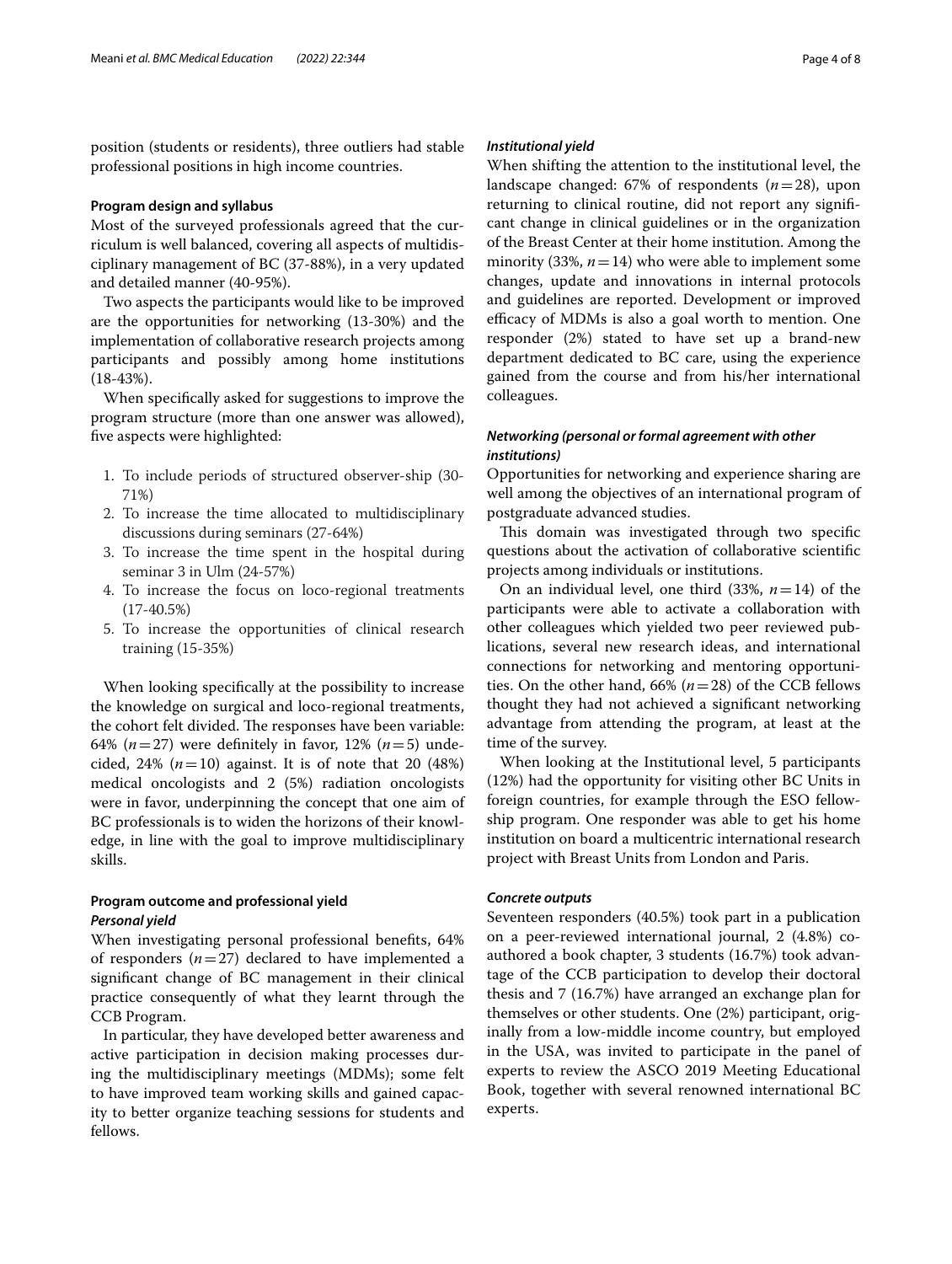position (students or residents), three outliers had stable professional positions in high income countries.

### Program design and syllabus

Most of the surveyed professionals agreed that the curriculum is well balanced, covering all aspects of multidisciplinary management of BC (37-88%), in a very updated and detailed manner (40-95%).

Two aspects the participants would like to be improved are the opportunities for networking (13-30%) and the implementation of collaborative research projects among participants and possibly among home institutions (18-43%).

When specifically asked for suggestions to improve the program structure (more than one answer was allowed), five aspects were highlighted:

1. To include periods of structured observer-ship (30-71%)
2. To increase the time allocated to multidisciplinary discussions during seminars (27-64%)
3. To increase the time spent in the hospital during seminar 3 in Ulm (24-57%)
4. To increase the focus on loco-regional treatments (17-40.5%)
5. To increase the opportunities of clinical research training (15-35%)

When looking specifically at the possibility to increase the knowledge on surgical and loco-regional treatments, the cohort felt divided. The responses have been variable: 64% ($n=27$) were definitely in favor, 12% ($n=5$) undecided, 24% ($n=10$) against. It is of note that 20 (48%) medical oncologists and 2 (5%) radiation oncologists were in favor, underpinning the concept that one aim of BC professionals is to widen the horizons of their knowledge, in line with the goal to improve multidisciplinary skills.

### Program outcome and professional yield

#### *Personal yield*

When investigating personal professional benefits, 64% of responders ($n=27$) declared to have implemented a significant change of BC management in their clinical practice consequently of what they learnt through the CCB Program.

In particular, they have developed better awareness and active participation in decision making processes during the multidisciplinary meetings (MDMs); some felt to have improved team working skills and gained capacity to better organize teaching sessions for students and fellows.

#### *Institutional yield*

When shifting the attention to the institutional level, the landscape changed: 67% of respondents ($n=28$), upon returning to clinical routine, did not report any significant change in clinical guidelines or in the organization of the Breast Center at their home institution. Among the minority (33%, $n=14$) who were able to implement some changes, update and innovations in internal protocols and guidelines are reported. Development or improved efficacy of MDMs is also a goal worth to mention. One responder (2%) stated to have set up a brand-new department dedicated to BC care, using the experience gained from the course and from his/her international colleagues.

#### *Networking (personal or formal agreement with other institutions)*

Opportunities for networking and experience sharing are well among the objectives of an international program of postgraduate advanced studies.

This domain was investigated through two specific questions about the activation of collaborative scientific projects among individuals or institutions.

On an individual level, one third (33%, $n=14$) of the participants were able to activate a collaboration with other colleagues which yielded two peer reviewed publications, several new research ideas, and international connections for networking and mentoring opportunities. On the other hand, 66% ($n=28$) of the CCB fellows thought they had not achieved a significant networking advantage from attending the program, at least at the time of the survey.

When looking at the Institutional level, 5 participants (12%) had the opportunity for visiting other BC Units in foreign countries, for example through the ESO fellowship program. One responder was able to get his home institution on board a multicentric international research project with Breast Units from London and Paris.

#### *Concrete outputs*

Seventeen responders (40.5%) took part in a publication on a peer-reviewed international journal, 2 (4.8%) co-authored a book chapter, 3 students (16.7%) took advantage of the CCB participation to develop their doctoral thesis and 7 (16.7%) have arranged an exchange plan for themselves or other students. One (2%) participant, originally from a low-middle income country, but employed in the USA, was invited to participate in the panel of experts to review the ASCO 2019 Meeting Educational Book, together with several renowned international BC experts.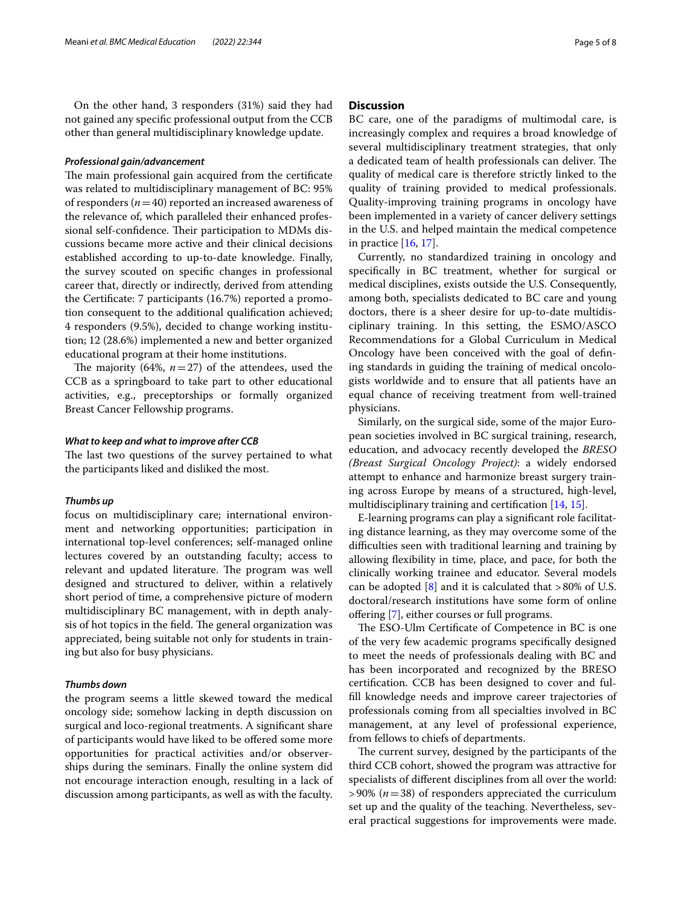On the other hand, 3 responders (31%) said they had not gained any specific professional output from the CCB other than general multidisciplinary knowledge update.

#### *Professional gain/advancement*

The main professional gain acquired from the certificate was related to multidisciplinary management of BC: 95% of responders ($n = 40$) reported an increased awareness of the relevance of, which paralleled their enhanced professional self-confidence. Their participation to MDMs discussions became more active and their clinical decisions established according to up-to-date knowledge. Finally, the survey scouted on specific changes in professional career that, directly or indirectly, derived from attending the Certificate: 7 participants (16.7%) reported a promotion consequent to the additional qualification achieved; 4 responders (9.5%), decided to change working institution; 12 (28.6%) implemented a new and better organized educational program at their home institutions.

The majority (64%, $n = 27$) of the attendees, used the CCB as a springboard to take part to other educational activities, e.g., preceptorships or formally organized Breast Cancer Fellowship programs.

#### *What to keep and what to improve after CCB*

The last two questions of the survey pertained to what the participants liked and disliked the most.

#### *Thumbs up*

focus on multidisciplinary care; international environment and networking opportunities; participation in international top-level conferences; self-managed online lectures covered by an outstanding faculty; access to relevant and updated literature. The program was well designed and structured to deliver, within a relatively short period of time, a comprehensive picture of modern multidisciplinary BC management, with in depth analysis of hot topics in the field. The general organization was appreciated, being suitable not only for students in training but also for busy physicians.

#### *Thumbs down*

the program seems a little skewed toward the medical oncology side; somehow lacking in depth discussion on surgical and loco-regional treatments. A significant share of participants would have liked to be offered some more opportunities for practical activities and/or observerships during the seminars. Finally the online system did not encourage interaction enough, resulting in a lack of discussion among participants, as well as with the faculty.

## Discussion

BC care, one of the paradigms of multimodal care, is increasingly complex and requires a broad knowledge of several multidisciplinary treatment strategies, that only a dedicated team of health professionals can deliver. The quality of medical care is therefore strictly linked to the quality of training provided to medical professionals. Quality-improving training programs in oncology have been implemented in a variety of cancer delivery settings in the U.S. and helped maintain the medical competence in practice [16, 17].

Currently, no standardized training in oncology and specifically in BC treatment, whether for surgical or medical disciplines, exists outside the U.S. Consequently, among both, specialists dedicated to BC care and young doctors, there is a sheer desire for up-to-date multidisciplinary training. In this setting, the ESMO/ASCO Recommendations for a Global Curriculum in Medical Oncology have been conceived with the goal of defining standards in guiding the training of medical oncologists worldwide and to ensure that all patients have an equal chance of receiving treatment from well-trained physicians.

Similarly, on the surgical side, some of the major European societies involved in BC surgical training, research, education, and advocacy recently developed the *BRESO (Breast Surgical Oncology Project)*: a widely endorsed attempt to enhance and harmonize breast surgery training across Europe by means of a structured, high-level, multidisciplinary training and certification [14, 15].

E-learning programs can play a significant role facilitating distance learning, as they may overcome some of the difficulties seen with traditional learning and training by allowing flexibility in time, place, and pace, for both the clinically working trainee and educator. Several models can be adopted [8] and it is calculated that >80% of U.S. doctoral/research institutions have some form of online offering [7], either courses or full programs.

The ESO-Ulm Certificate of Competence in BC is one of the very few academic programs specifically designed to meet the needs of professionals dealing with BC and has been incorporated and recognized by the BRESO certification. CCB has been designed to cover and fulfill knowledge needs and improve career trajectories of professionals coming from all specialties involved in BC management, at any level of professional experience, from fellows to chiefs of departments.

The current survey, designed by the participants of the third CCB cohort, showed the program was attractive for specialists of different disciplines from all over the world: >90% ($n = 38$) of responders appreciated the curriculum set up and the quality of the teaching. Nevertheless, several practical suggestions for improvements were made.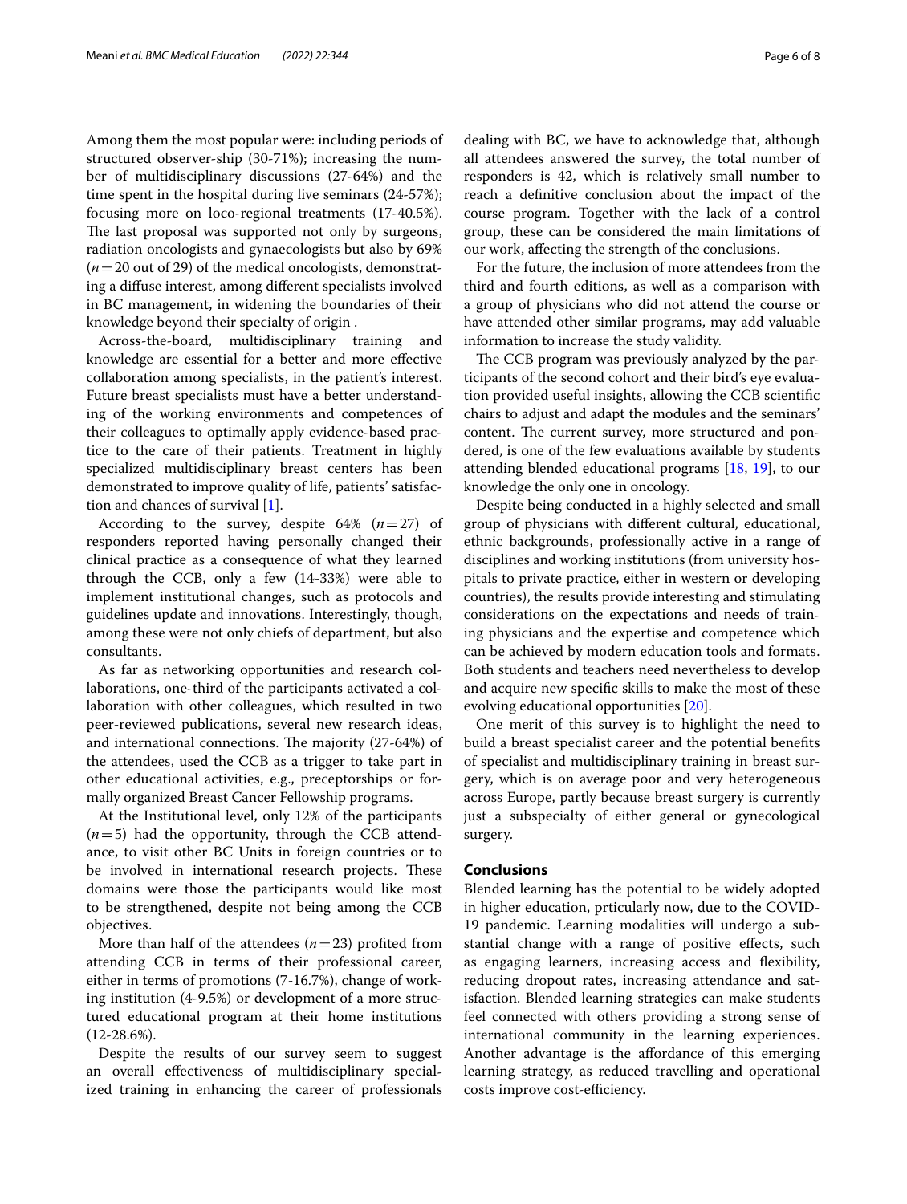Among them the most popular were: including periods of structured observer-ship (30-71%); increasing the number of multidisciplinary discussions (27-64%) and the time spent in the hospital during live seminars (24-57%); focusing more on loco-regional treatments (17-40.5%). The last proposal was supported not only by surgeons, radiation oncologists and gynaecologists but also by 69% ($n=20$ out of 29) of the medical oncologists, demonstrating a diffuse interest, among different specialists involved in BC management, in widening the boundaries of their knowledge beyond their specialty of origin .

Across-the-board, multidisciplinary training and knowledge are essential for a better and more effective collaboration among specialists, in the patient's interest. Future breast specialists must have a better understanding of the working environments and competences of their colleagues to optimally apply evidence-based practice to the care of their patients. Treatment in highly specialized multidisciplinary breast centers has been demonstrated to improve quality of life, patients' satisfaction and chances of survival [1].

According to the survey, despite 64% ($n=27$) of responders reported having personally changed their clinical practice as a consequence of what they learned through the CCB, only a few (14-33%) were able to implement institutional changes, such as protocols and guidelines update and innovations. Interestingly, though, among these were not only chiefs of department, but also consultants.

As far as networking opportunities and research collaborations, one-third of the participants activated a collaboration with other colleagues, which resulted in two peer-reviewed publications, several new research ideas, and international connections. The majority (27-64%) of the attendees, used the CCB as a trigger to take part in other educational activities, e.g., preceptorships or formally organized Breast Cancer Fellowship programs.

At the Institutional level, only 12% of the participants ($n=5$) had the opportunity, through the CCB attendance, to visit other BC Units in foreign countries or to be involved in international research projects. These domains were those the participants would like most to be strengthened, despite not being among the CCB objectives.

More than half of the attendees ($n=23$) profited from attending CCB in terms of their professional career, either in terms of promotions (7-16.7%), change of working institution (4-9.5%) or development of a more structured educational program at their home institutions (12-28.6%).

Despite the results of our survey seem to suggest an overall effectiveness of multidisciplinary specialized training in enhancing the career of professionals dealing with BC, we have to acknowledge that, although all attendees answered the survey, the total number of responders is 42, which is relatively small number to reach a definitive conclusion about the impact of the course program. Together with the lack of a control group, these can be considered the main limitations of our work, affecting the strength of the conclusions.

For the future, the inclusion of more attendees from the third and fourth editions, as well as a comparison with a group of physicians who did not attend the course or have attended other similar programs, may add valuable information to increase the study validity.

The CCB program was previously analyzed by the participants of the second cohort and their bird's eye evaluation provided useful insights, allowing the CCB scientific chairs to adjust and adapt the modules and the seminars' content. The current survey, more structured and pondered, is one of the few evaluations available by students attending blended educational programs [18, 19], to our knowledge the only one in oncology.

Despite being conducted in a highly selected and small group of physicians with different cultural, educational, ethnic backgrounds, professionally active in a range of disciplines and working institutions (from university hospitals to private practice, either in western or developing countries), the results provide interesting and stimulating considerations on the expectations and needs of training physicians and the expertise and competence which can be achieved by modern education tools and formats. Both students and teachers need nevertheless to develop and acquire new specific skills to make the most of these evolving educational opportunities [20].

One merit of this survey is to highlight the need to build a breast specialist career and the potential benefits of specialist and multidisciplinary training in breast surgery, which is on average poor and very heterogeneous across Europe, partly because breast surgery is currently just a subspecialty of either general or gynecological surgery.

## Conclusions

Blended learning has the potential to be widely adopted in higher education, prticularly now, due to the COVID-19 pandemic. Learning modalities will undergo a substantial change with a range of positive effects, such as engaging learners, increasing access and flexibility, reducing dropout rates, increasing attendance and satisfaction. Blended learning strategies can make students feel connected with others providing a strong sense of international community in the learning experiences. Another advantage is the affordance of this emerging learning strategy, as reduced travelling and operational costs improve cost-efficiency.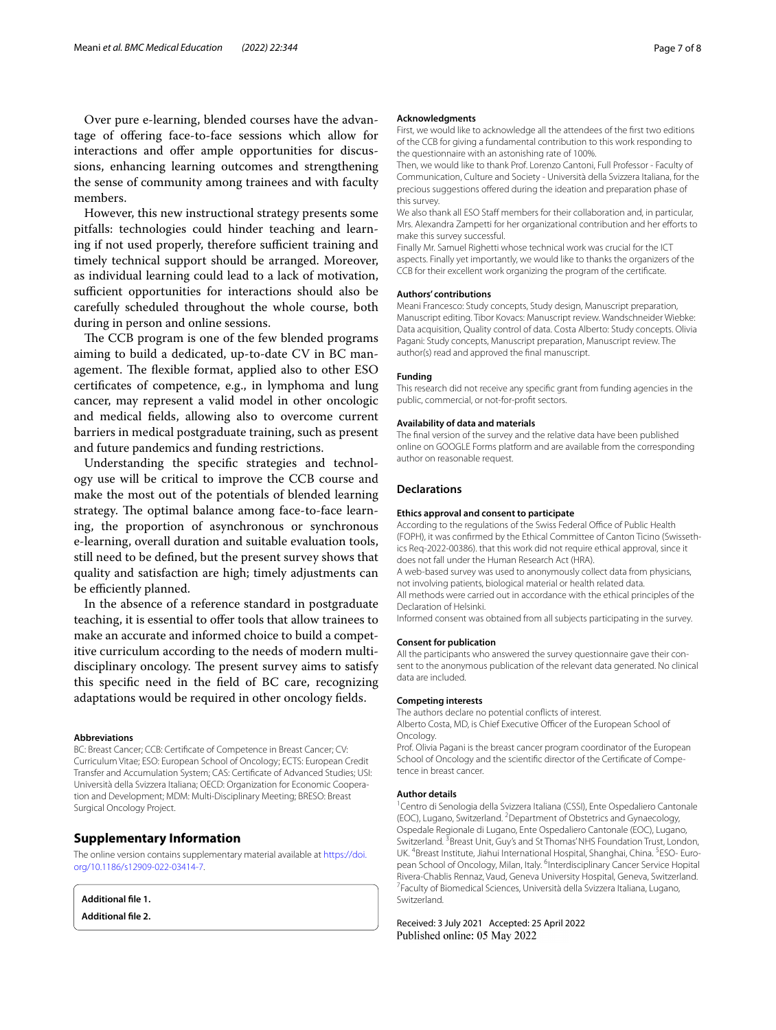Over pure e-learning, blended courses have the advantage of offering face-to-face sessions which allow for interactions and offer ample opportunities for discussions, enhancing learning outcomes and strengthening the sense of community among trainees and with faculty members.

However, this new instructional strategy presents some pitfalls: technologies could hinder teaching and learning if not used properly, therefore sufficient training and timely technical support should be arranged. Moreover, as individual learning could lead to a lack of motivation, sufficient opportunities for interactions should also be carefully scheduled throughout the whole course, both during in person and online sessions.

The CCB program is one of the few blended programs aiming to build a dedicated, up-to-date CV in BC management. The flexible format, applied also to other ESO certificates of competence, e.g., in lymphoma and lung cancer, may represent a valid model in other oncologic and medical fields, allowing also to overcome current barriers in medical postgraduate training, such as present and future pandemics and funding restrictions.

Understanding the specific strategies and technology use will be critical to improve the CCB course and make the most out of the potentials of blended learning strategy. The optimal balance among face-to-face learning, the proportion of asynchronous or synchronous e-learning, overall duration and suitable evaluation tools, still need to be defined, but the present survey shows that quality and satisfaction are high; timely adjustments can be efficiently planned.

In the absence of a reference standard in postgraduate teaching, it is essential to offer tools that allow trainees to make an accurate and informed choice to build a competitive curriculum according to the needs of modern multidisciplinary oncology. The present survey aims to satisfy this specific need in the field of BC care, recognizing adaptations would be required in other oncology fields.

#### Abbreviations

BC: Breast Cancer; CCB: Certificate of Competence in Breast Cancer; CV: Curriculum Vitae; ESO: European School of Oncology; ECTS: European Credit Transfer and Accumulation System; CAS: Certificate of Advanced Studies; USI: Università della Svizzera Italiana; OECD: Organization for Economic Cooperation and Development; MDM: Multi-Disciplinary Meeting; BRESO: Breast Surgical Oncology Project.

## Supplementary Information

The online version contains supplementary material available at https://doi.org/10.1186/s12909-022-03414-7.

**Additional file 1.**

**Additional file 2.**

#### Acknowledgments

First, we would like to acknowledge all the attendees of the first two editions of the CCB for giving a fundamental contribution to this work responding to the questionnaire with an astonishing rate of 100%.

Then, we would like to thank Prof. Lorenzo Cantoni, Full Professor - Faculty of Communication, Culture and Society - Università della Svizzera Italiana, for the precious suggestions offered during the ideation and preparation phase of this survey.

We also thank all ESO Staff members for their collaboration and, in particular, Mrs. Alexandra Zampetti for her organizational contribution and her efforts to make this survey successful.

Finally Mr. Samuel Righetti whose technical work was crucial for the ICT aspects. Finally yet importantly, we would like to thanks the organizers of the CCB for their excellent work organizing the program of the certificate.

#### Authors' contributions

Meani Francesco: Study concepts, Study design, Manuscript preparation, Manuscript editing. Tibor Kovacs: Manuscript review. Wandschneider Wiebke: Data acquisition, Quality control of data. Costa Alberto: Study concepts. Olivia Pagani: Study concepts, Manuscript preparation, Manuscript review. The author(s) read and approved the final manuscript.

#### Funding

This research did not receive any specific grant from funding agencies in the public, commercial, or not-for-profit sectors.

#### Availability of data and materials

The final version of the survey and the relative data have been published online on GOOGLE Forms platform and are available from the corresponding author on reasonable request.

## Declarations

#### Ethics approval and consent to participate

According to the regulations of the Swiss Federal Office of Public Health (FOPH), it was confirmed by the Ethical Committee of Canton Ticino (Swissethics Req-2022-00386). that this work did not require ethical approval, since it does not fall under the Human Research Act (HRA).

A web-based survey was used to anonymously collect data from physicians, not involving patients, biological material or health related data.

All methods were carried out in accordance with the ethical principles of the Declaration of Helsinki.

Informed consent was obtained from all subjects participating in the survey.

#### Consent for publication

All the participants who answered the survey questionnaire gave their consent to the anonymous publication of the relevant data generated. No clinical data are included.

#### Competing interests

The authors declare no potential conflicts of interest.

Alberto Costa, MD, is Chief Executive Officer of the European School of Oncology.

Prof. Olivia Pagani is the breast cancer program coordinator of the European School of Oncology and the scientific director of the Certificate of Competence in breast cancer.

#### Author details

[1]Centro di Senologia della Svizzera Italiana (CSSI), Ente Ospedaliero Cantonale (EOC), Lugano, Switzerland. [2]Department of Obstetrics and Gynaecology, Ospedale Regionale di Lugano, Ente Ospedaliero Cantonale (EOC), Lugano, Switzerland. [3]Breast Unit, Guy's and St Thomas' NHS Foundation Trust, London, UK. [4]Breast Institute, Jiahui International Hospital, Shanghai, China. [5]ESO- European School of Oncology, Milan, Italy. [6]Interdisciplinary Cancer Service Hospital Rivera-Chablis Rennaz, Vaud, Geneva University Hospital, Geneva, Switzerland. [7]Faculty of Biomedical Sciences, Università della Svizzera Italiana, Lugano, Switzerland.

Received: 3 July 2021   Accepted: 25 April 2022
Published online: 05 May 2022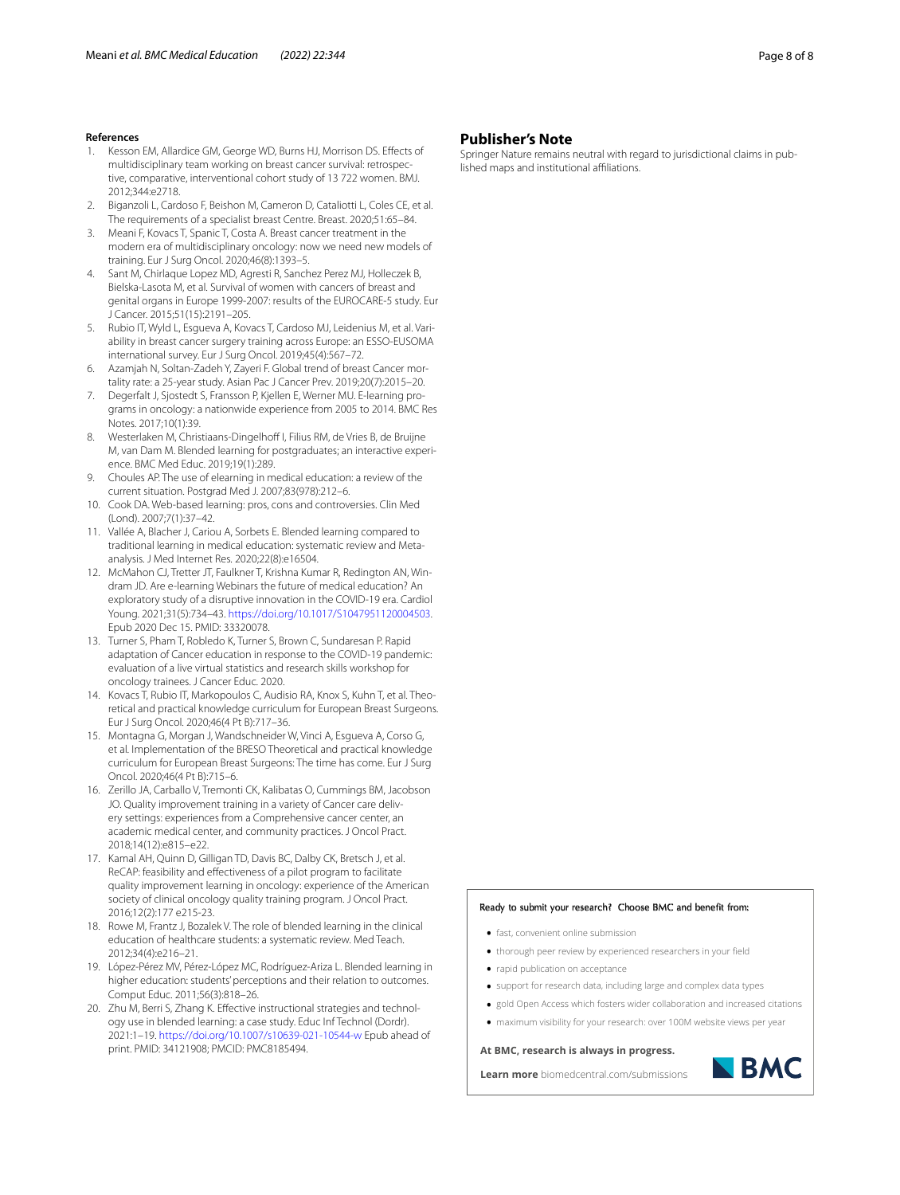## References

1. Kesson EM, Allardice GM, George WD, Burns HJ, Morrison DS. Effects of multidisciplinary team working on breast cancer survival: retrospective, comparative, interventional cohort study of 13 722 women. BMJ. 2012;344:e2718.
2. Biganzoli L, Cardoso F, Beishon M, Cameron D, Cataliotti L, Coles CE, et al. The requirements of a specialist breast Centre. Breast. 2020;51:65–84.
3. Meani F, Kovacs T, Spanic T, Costa A. Breast cancer treatment in the modern era of multidisciplinary oncology: now we need new models of training. Eur J Surg Oncol. 2020;46(8):1393–5.
4. Sant M, Chirlaque Lopez MD, Agresti R, Sanchez Perez MJ, Holleczek B, Bielska-Lasota M, et al. Survival of women with cancers of breast and genital organs in Europe 1999-2007: results of the EUROCARE-5 study. Eur J Cancer. 2015;51(15):2191–205.
5. Rubio IT, Wyld L, Esgueva A, Kovacs T, Cardoso MJ, Leidenius M, et al. Variability in breast cancer surgery training across Europe: an ESSO-EUSOMA international survey. Eur J Surg Oncol. 2019;45(4):567–72.
6. Azamjah N, Soltan-Zadeh Y, Zayeri F. Global trend of breast Cancer mortality rate: a 25-year study. Asian Pac J Cancer Prev. 2019;20(7):2015–20.
7. Degerfalt J, Sjostedt S, Fransson P, Kjellen E, Werner MU. E-learning programs in oncology: a nationwide experience from 2005 to 2014. BMC Res Notes. 2017;10(1):39.
8. Westerlaken M, Christiaans-Dingelhoff I, Filius RM, de Vries B, de Bruijne M, van Dam M. Blended learning for postgraduates; an interactive experience. BMC Med Educ. 2019;19(1):289.
9. Choules AP. The use of elearning in medical education: a review of the current situation. Postgrad Med J. 2007;83(978):212–6.
10. Cook DA. Web-based learning: pros, cons and controversies. Clin Med (Lond). 2007;7(1):37–42.
11. Vallée A, Blacher J, Cariou A, Sorbets E. Blended learning compared to traditional learning in medical education: systematic review and Meta-analysis. J Med Internet Res. 2020;22(8):e16504.
12. McMahon CJ, Tretter JT, Faulkner T, Krishna Kumar R, Redington AN, Windram JD. Are e-learning Webinars the future of medical education? An exploratory study of a disruptive innovation in the COVID-19 era. Cardiol Young. 2021;31(5):734–43. https://doi.org/10.1017/S1047951120004503. Epub 2020 Dec 15. PMID: 33320078.
13. Turner S, Pham T, Robledo K, Turner S, Brown C, Sundaresan P. Rapid adaptation of Cancer education in response to the COVID-19 pandemic: evaluation of a live virtual statistics and research skills workshop for oncology trainees. J Cancer Educ. 2020.
14. Kovacs T, Rubio IT, Markopoulos C, Audisio RA, Knox S, Kuhn T, et al. Theoretical and practical knowledge curriculum for European Breast Surgeons. Eur J Surg Oncol. 2020;46(4 Pt B):717–36.
15. Montagna G, Morgan J, Wandschneider W, Vinci A, Esgueva A, Corso G, et al. Implementation of the BRESO Theoretical and practical knowledge curriculum for European Breast Surgeons: The time has come. Eur J Surg Oncol. 2020;46(4 Pt B):715–6.
16. Zerillo JA, Carballo V, Tremonti CK, Kalibatas O, Cummings BM, Jacobson JO. Quality improvement training in a variety of Cancer care delivery settings: experiences from a Comprehensive cancer center, an academic medical center, and community practices. J Oncol Pract. 2018;14(12):e815–e22.
17. Kamal AH, Quinn D, Gilligan TD, Davis BC, Dalby CK, Bretsch J, et al. ReCAP: feasibility and effectiveness of a pilot program to facilitate quality improvement learning in oncology: experience of the American society of clinical oncology quality training program. J Oncol Pract. 2016;12(2):177 e215-23.
18. Rowe M, Frantz J, Bozalek V. The role of blended learning in the clinical education of healthcare students: a systematic review. Med Teach. 2012;34(4):e216–21.
19. López-Pérez MV, Pérez-López MC, Rodríguez-Ariza L. Blended learning in higher education: students' perceptions and their relation to outcomes. Comput Educ. 2011;56(3):818–26.
20. Zhu M, Berri S, Zhang K. Effective instructional strategies and technology use in blended learning: a case study. Educ Inf Technol (Dordr). 2021:1–19. https://doi.org/10.1007/s10639-021-10544-w Epub ahead of print. PMID: 34121908; PMCID: PMC8185494.

## Publisher's Note

Springer Nature remains neutral with regard to jurisdictional claims in published maps and institutional affiliations.

Ready to submit your research? Choose BMC and benefit from:

- fast, convenient online submission
- thorough peer review by experienced researchers in your field
- rapid publication on acceptance
- support for research data, including large and complex data types
- gold Open Access which fosters wider collaboration and increased citations
- maximum visibility for your research: over 100M website views per year

**At BMC, research is always in progress.**

**Learn more** biomedcentral.com/submissions

BMC